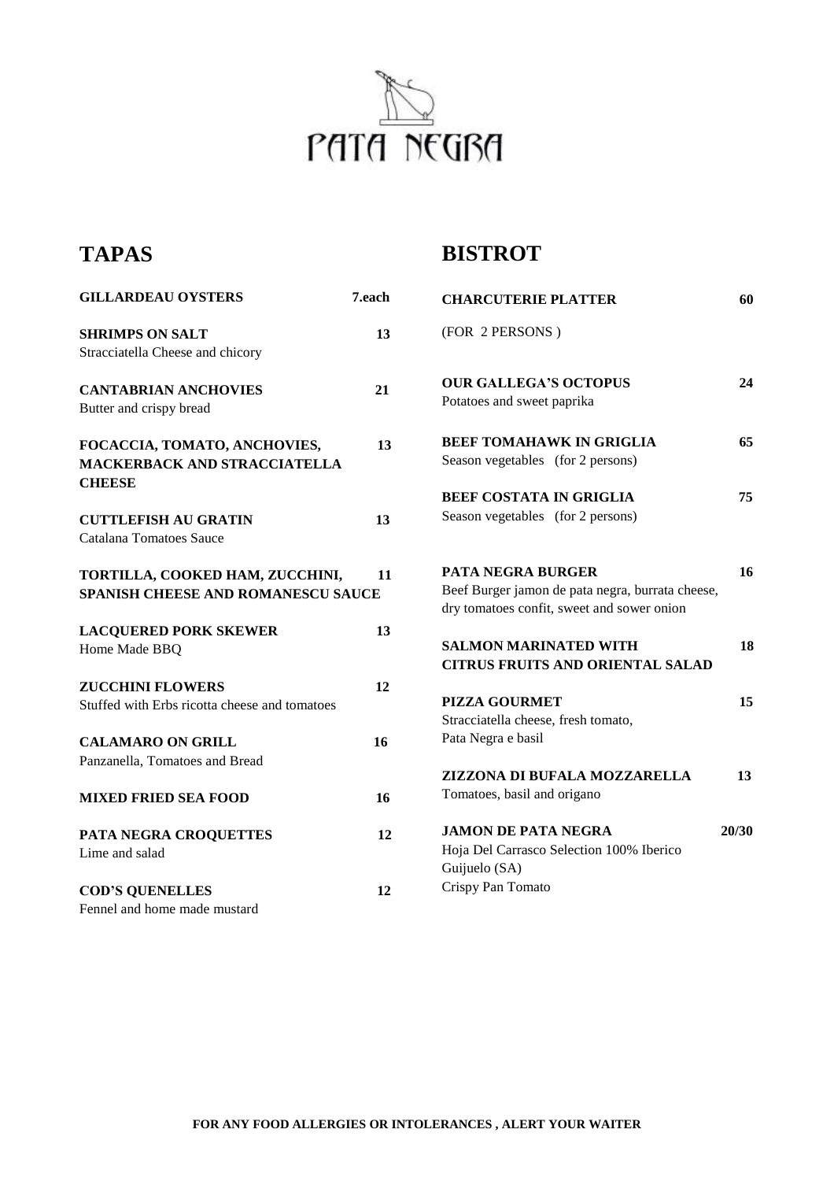# PATA NEGRA

## TAPAS

**GILLARDEAU OYSTERS** 7.each

**SHRIMPS ON SALT** 13
Stracciatella Cheese and chicory

**CANTABRIAN ANCHOVIES** 21
Butter and crispy bread

**FOCACCIA, TOMATO, ANCHOVIES, MACKERBACK AND STRACCIATELLA CHEESE** 13

**CUTTLEFISH AU GRATIN** 13
Catalana Tomatoes Sauce

**TORTILLA, COOKED HAM, ZUCCHINI, SPANISH CHEESE AND ROMANESCU SAUCE** 11

**LACQUERED PORK SKEWER** 13
Home Made BBQ

**ZUCCHINI FLOWERS** 12
Stuffed with Erbs ricotta cheese and tomatoes

**CALAMARO ON GRILL** 16
Panzanella, Tomatoes and Bread

**MIXED FRIED SEA FOOD** 16

**PATA NEGRA CROQUETTES** 12
Lime and salad

**COD'S QUENELLES** 12
Fennel and home made mustard

## BISTROT

**CHARCUTERIE PLATTER** 60
(FOR 2 PERSONS )

**OUR GALLEGA'S OCTOPUS** 24
Potatoes and sweet paprika

**BEEF TOMAHAWK IN GRIGLIA** 65
Season vegetables (for 2 persons)

**BEEF COSTATA IN GRIGLIA** 75
Season vegetables (for 2 persons)

**PATA NEGRA BURGER** 16
Beef Burger jamon de pata negra, burrata cheese, dry tomatoes confit, sweet and sower onion

**SALMON MARINATED WITH CITRUS FRUITS AND ORIENTAL SALAD** 18

**PIZZA GOURMET** 15
Stracciatella cheese, fresh tomato, Pata Negra e basil

**ZIZZONA DI BUFALA MOZZARELLA** 13
Tomatoes, basil and origano

**JAMON DE PATA NEGRA** 20/30
Hoja Del Carrasco Selection 100% Iberico
Guijuelo (SA)
Crispy Pan Tomato

**FOR ANY FOOD ALLERGIES OR INTOLERANCES , ALERT YOUR WAITER**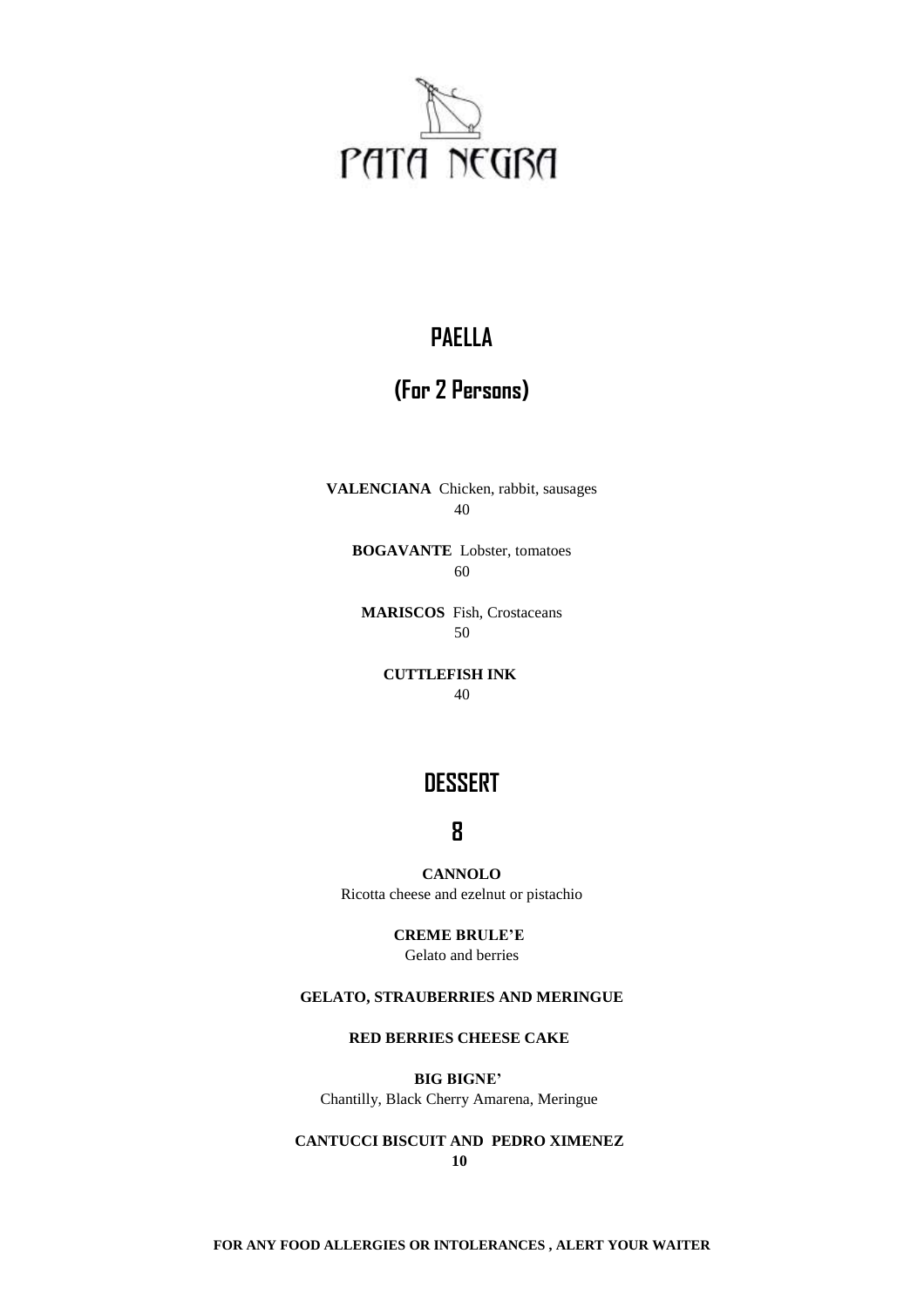PATA NEGRA

## PAELLA

## (For 2 Persons)

**VALENCIANA** Chicken, rabbit, sausages
40

**BOGAVANTE** Lobster, tomatoes
60

**MARISCOS** Fish, Crostaceans
50

**CUTTLEFISH INK**
40

## DESSERT

## 8

**CANNOLO**
Ricotta cheese and ezelnut or pistachio

**CREME BRULE'E**
Gelato and berries

**GELATO, STRAUBERRIES AND MERINGUE**

**RED BERRIES CHEESE CAKE**

**BIG BIGNE'**
Chantilly, Black Cherry Amarena, Meringue

**CANTUCCI BISCUIT AND PEDRO XIMENEZ**
**10**

**FOR ANY FOOD ALLERGIES OR INTOLERANCES , ALERT YOUR WAITER**